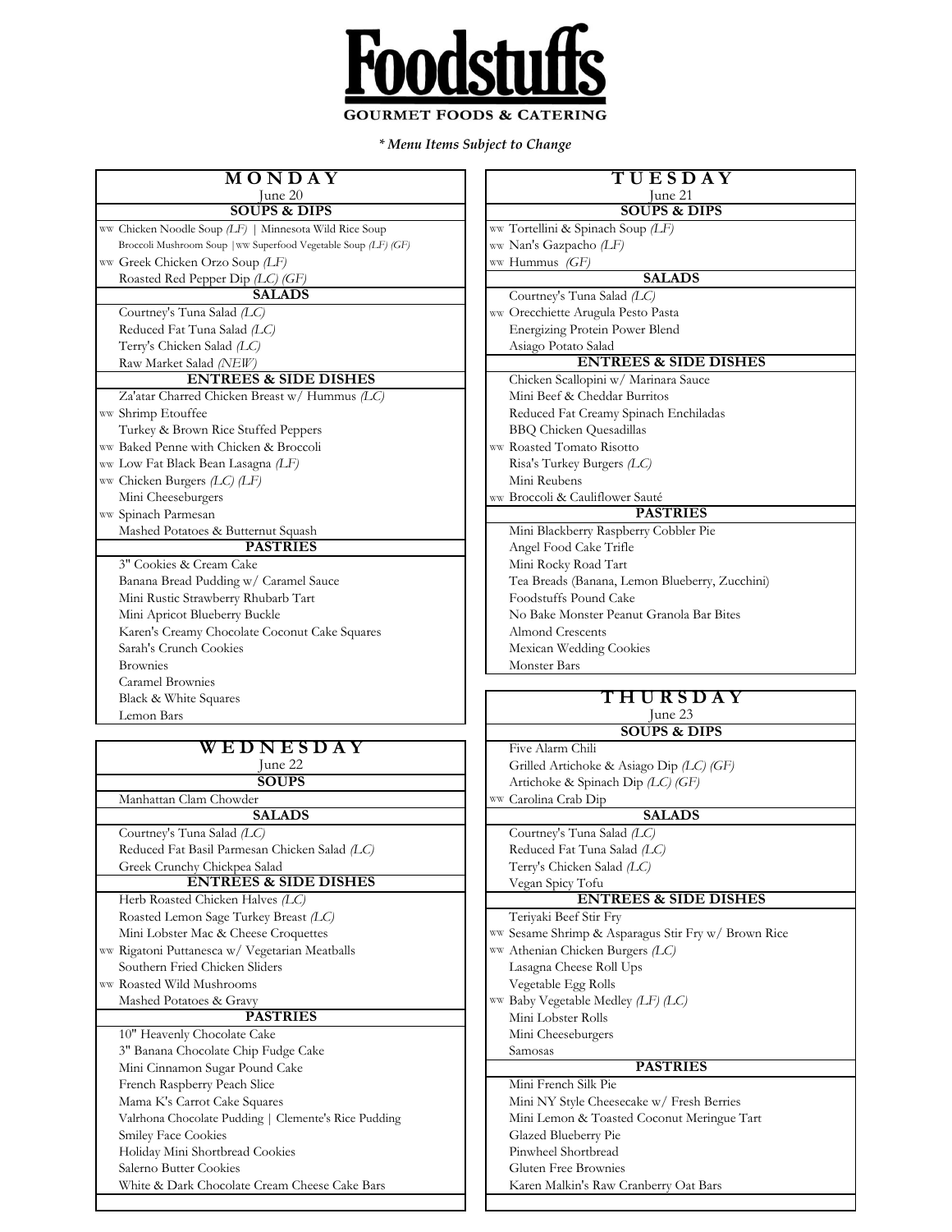# Foodstuffs

**GOURMET FOODS & CATERING**

***Menu Items Subject to Change**

## MONDAY

June 20

### SOUPS & DIPS

- WW Chicken Noodle Soup *(LF)* | Minnesota Wild Rice Soup
- Broccoli Mushroom Soup | WW Superfood Vegetable Soup *(LF) (GF)*
- WW Greek Chicken Orzo Soup *(LF)*
- Roasted Red Pepper Dip *(LC) (GF)*

### SALADS

- Courtney's Tuna Salad *(LC)*
- Reduced Fat Tuna Salad *(LC)*
- Terry's Chicken Salad *(LC)*
- Raw Market Salad *(NEW)*

### ENTREES & SIDE DISHES

- Za'atar Charred Chicken Breast w/ Hummus *(LC)*
- WW Shrimp Etouffee
- Turkey & Brown Rice Stuffed Peppers
- WW Baked Penne with Chicken & Broccoli
- WW Low Fat Black Bean Lasagna *(LF)*
- WW Chicken Burgers *(LC) (LF)*
- Mini Cheeseburgers
- WW Spinach Parmesan
- Mashed Potatoes & Butternut Squash

### PASTRIES

- 3" Cookies & Cream Cake
- Banana Bread Pudding w/ Caramel Sauce
- Mini Rustic Strawberry Rhubarb Tart
- Mini Apricot Blueberry Buckle
- Karen's Creamy Chocolate Coconut Cake Squares
- Sarah's Crunch Cookies
- Brownies
- Caramel Brownies
- Black & White Squares
- Lemon Bars

## WEDNESDAY

June 22

### SOUPS

- Manhattan Clam Chowder

### SALADS

- Courtney's Tuna Salad *(LC)*
- Reduced Fat Basil Parmesan Chicken Salad *(LC)*
- Greek Crunchy Chickpea Salad

### ENTREES & SIDE DISHES

- Herb Roasted Chicken Halves *(LC)*
- Roasted Lemon Sage Turkey Breast *(LC)*
- Mini Lobster Mac & Cheese Croquettes
- WW Rigatoni Puttanesca w/ Vegetarian Meatballs
- Southern Fried Chicken Sliders
- WW Roasted Wild Mushrooms
- Mashed Potatoes & Gravy

### PASTRIES

- 10" Heavenly Chocolate Cake
- 3" Banana Chocolate Chip Fudge Cake
- Mini Cinnamon Sugar Pound Cake
- French Raspberry Peach Slice
- Mama K's Carrot Cake Squares
- Valrhona Chocolate Pudding | Clemente's Rice Pudding
- Smiley Face Cookies
- Holiday Mini Shortbread Cookies
- Salerno Butter Cookies
- White & Dark Chocolate Cream Cheese Cake Bars

## TUESDAY

June 21

### SOUPS & DIPS

- WW Tortellini & Spinach Soup *(LF)*
- WW Nan's Gazpacho *(LF)*
- WW Hummus *(GF)*

### SALADS

- Courtney's Tuna Salad *(LC)*
- WW Orecchiette Arugula Pesto Pasta
- Energizing Protein Power Blend
- Asiago Potato Salad

### ENTREES & SIDE DISHES

- Chicken Scallopini w/ Marinara Sauce
- Mini Beef & Cheddar Burritos
- Reduced Fat Creamy Spinach Enchiladas
- BBQ Chicken Quesadillas
- WW Roasted Tomato Risotto
- Risa's Turkey Burgers *(LC)*
- Mini Reubens
- WW Broccoli & Cauliflower Sauté

### PASTRIES

- Mini Blackberry Raspberry Cobbler Pie
- Angel Food Cake Trifle
- Mini Rocky Road Tart
- Tea Breads (Banana, Lemon Blueberry, Zucchini)
- Foodstuffs Pound Cake
- No Bake Monster Peanut Granola Bar Bites
- Almond Crescents
- Mexican Wedding Cookies
- Monster Bars

## THURSDAY

June 23

### SOUPS & DIPS

- Five Alarm Chili
- Grilled Artichoke & Asiago Dip *(LC) (GF)*
- Artichoke & Spinach Dip *(LC) (GF)*
- WW Carolina Crab Dip

### SALADS

- Courtney's Tuna Salad *(LC)*
- Reduced Fat Tuna Salad *(LC)*
- Terry's Chicken Salad *(LC)*
- Vegan Spicy Tofu

### ENTREES & SIDE DISHES

- Teriyaki Beef Stir Fry
- WW Sesame Shrimp & Asparagus Stir Fry w/ Brown Rice
- WW Athenian Chicken Burgers *(LC)*
- Lasagna Cheese Roll Ups
- Vegetable Egg Rolls
- WW Baby Vegetable Medley *(LF) (LC)*
- Mini Lobster Rolls
- Mini Cheeseburgers
- Samosas

### PASTRIES

- Mini French Silk Pie
- Mini NY Style Cheesecake w/ Fresh Berries
- Mini Lemon & Toasted Coconut Meringue Tart
- Glazed Blueberry Pie
- Pinwheel Shortbread
- Gluten Free Brownies
- Karen Malkin's Raw Cranberry Oat Bars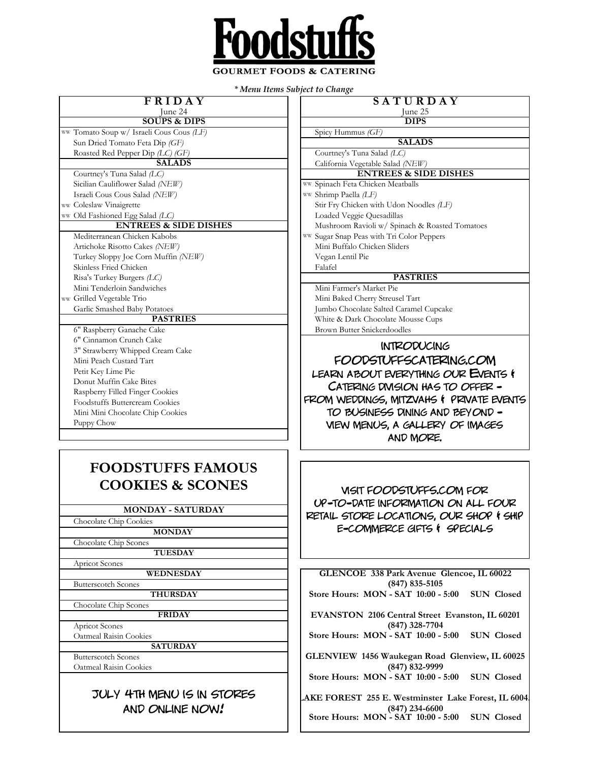# Foodstuffs

**GOURMET FOODS & CATERING**

*\* Menu Items Subject to Change*

## FRIDAY

June 24

### SOUPS & DIPS

- WW Tomato Soup w/ Israeli Cous Cous *(LF)*
- Sun Dried Tomato Feta Dip *(GF)*
- Roasted Red Pepper Dip *(LC) (GF)*

### SALADS

- Courtney's Tuna Salad *(LC)*
- Sicilian Cauliflower Salad *(NEW)*
- Israeli Cous Cous Salad *(NEW)*
- WW Coleslaw Vinaigrette
- WW Old Fashioned Egg Salad *(LC)*

### ENTREES & SIDE DISHES

- Mediterranean Chicken Kabobs
- Artichoke Risotto Cakes *(NEW)*
- Turkey Sloppy Joe Corn Muffin *(NEW)*
- Skinless Fried Chicken
- Risa's Turkey Burgers *(LC)*
- Mini Tenderloin Sandwiches
- WW Grilled Vegetable Trio
- Garlic Smashed Baby Potatoes

### PASTRIES

- 6" Raspberry Ganache Cake
- 6" Cinnamon Crunch Cake
- 3" Strawberry Whipped Cream Cake
- Mini Peach Custard Tart
- Petit Key Lime Pie
- Donut Muffin Cake Bites
- Raspberry Filled Finger Cookies
- Foodstuffs Buttercream Cookies
- Mini Mini Chocolate Chip Cookies
- Puppy Chow

## SATURDAY

June 25

### DIPS

- Spicy Hummus *(GF)*

### SALADS

- Courtney's Tuna Salad *(LC)*
- California Vegetable Salad *(NEW)*

### ENTREES & SIDE DISHES

- WW Spinach Feta Chicken Meatballs
- WW Shrimp Paella *(LF)*
- Stir Fry Chicken with Udon Noodles *(LF)*
- Loaded Veggie Quesadillas
- Mushroom Ravioli w/ Spinach & Roasted Tomatoes
- WW Sugar Snap Peas with Tri Color Peppers
- Mini Buffalo Chicken Sliders
- Vegan Lentil Pie
- Falafel

### PASTRIES

- Mini Farmer's Market Pie
- Mini Baked Cherry Streusel Tart
- Jumbo Chocolate Salted Caramel Cupcake
- White & Dark Chocolate Mousse Cups
- Brown Butter Snickerdoodles

INTRODUCING FOODSTUFFSCATERING.COM
LEARN ABOUT EVERYTHING OUR EVENTS & CATERING DIVISION HAS TO OFFER - FROM WEDDINGS, MITZVAHS & PRIVATE EVENTS TO BUSINESS DINING AND BEYOND - VIEW MENUS, A GALLERY OF IMAGES AND MORE.

## FOODSTUFFS FAMOUS COOKIES & SCONES

### MONDAY - SATURDAY

- Chocolate Chip Cookies

### MONDAY

- Chocolate Chip Scones

### TUESDAY

- Apricot Scones

### WEDNESDAY

- Butterscotch Scones

### THURSDAY

- Chocolate Chip Scones

### FRIDAY

- Apricot Scones
- Oatmeal Raisin Cookies

### SATURDAY

- Butterscotch Scones
- Oatmeal Raisin Cookies

JULY 4TH MENU IS IN STORES AND ONLINE NOW!

VISIT FOODSTUFFS.COM FOR UP-TO-DATE INFORMATION ON ALL FOUR RETAIL STORE LOCATIONS, OUR SHOP & SHIP E-COMMERCE GIFTS & SPECIALS

**GLENCOE 338 Park Avenue Glencoe, IL 60022**
**(847) 835-5105**
**Store Hours: MON - SAT 10:00 - 5:00 SUN Closed**

**EVANSTON 2106 Central Street Evanston, IL 60201**
**(847) 328-7704**
**Store Hours: MON - SAT 10:00 - 5:00 SUN Closed**

**GLENVIEW 1456 Waukegan Road Glenview, IL 60025**
**(847) 832-9999**
**Store Hours: MON - SAT 10:00 - 5:00 SUN Closed**

**LAKE FOREST 255 E. Westminster Lake Forest, IL 6004**
**(847) 234-6600**
**Store Hours: MON - SAT 10:00 - 5:00 SUN Closed**